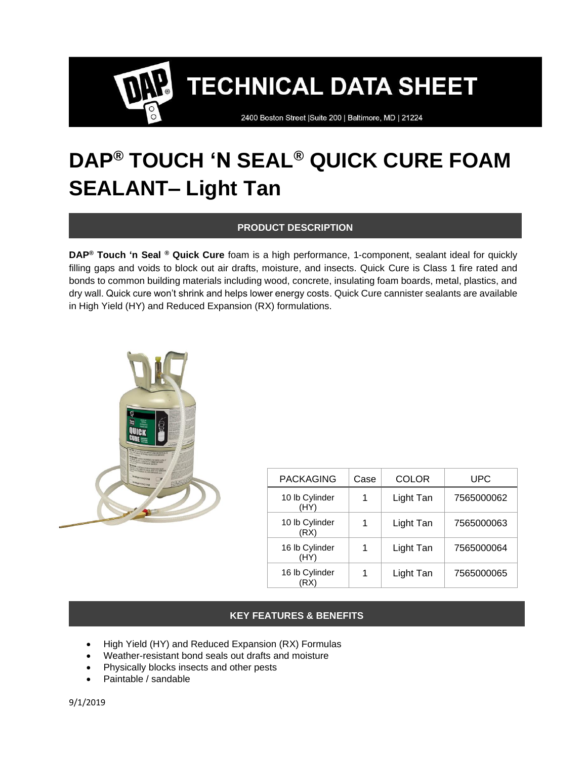# TECHNICAL DATA SHEET

2400 Boston Street |Suite 200 | Baltimore, MD | 21224

# DAP® TOUCH 'N SEAL® QUICK CURE FOAM SEALANT– Light Tan

## PRODUCT DESCRIPTION

**DAP® Touch 'n Seal ® Quick Cure** foam is a high performance, 1-component, sealant ideal for quickly filling gaps and voids to block out air drafts, moisture, and insects. Quick Cure is Class 1 fire rated and bonds to common building materials including wood, concrete, insulating foam boards, metal, plastics, and dry wall. Quick cure won't shrink and helps lower energy costs. Quick Cure cannister sealants are available in High Yield (HY) and Reduced Expansion (RX) formulations.

| PACKAGING | Case | COLOR | UPC |
| --- | --- | --- | --- |
| 10 lb Cylinder (HY) | 1 | Light Tan | 7565000062 |
| 10 lb Cylinder (RX) | 1 | Light Tan | 7565000063 |
| 16 lb Cylinder (HY) | 1 | Light Tan | 7565000064 |
| 16 lb Cylinder (RX) | 1 | Light Tan | 7565000065 |

## KEY FEATURES & BENEFITS

- High Yield (HY) and Reduced Expansion (RX) Formulas
- Weather-resistant bond seals out drafts and moisture
- Physically blocks insects and other pests
- Paintable / sandable

9/1/2019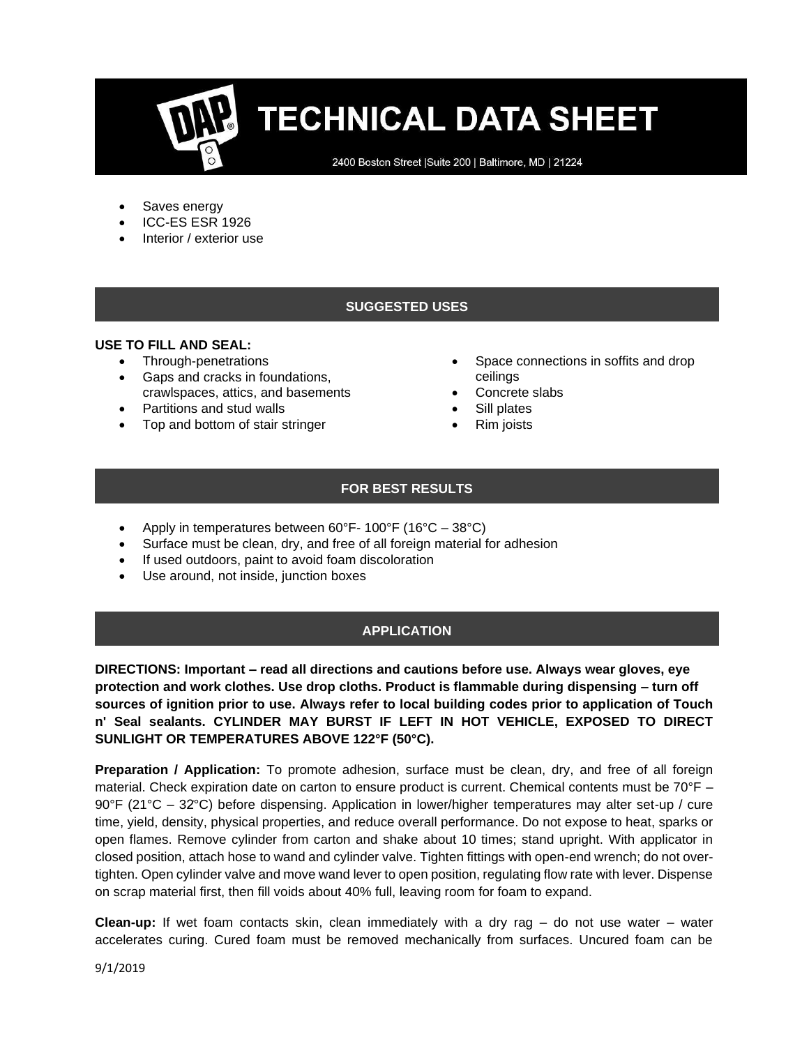- Saves energy
- ICC-ES ESR 1926
- Interior / exterior use

## SUGGESTED USES

**USE TO FILL AND SEAL:**

- Through-penetrations
- Gaps and cracks in foundations, crawlspaces, attics, and basements
- Partitions and stud walls
- Top and bottom of stair stringer
- Space connections in soffits and drop ceilings
- Concrete slabs
- Sill plates
- Rim joists

## FOR BEST RESULTS

- Apply in temperatures between 60°F- 100°F (16°C – 38°C)
- Surface must be clean, dry, and free of all foreign material for adhesion
- If used outdoors, paint to avoid foam discoloration
- Use around, not inside, junction boxes

## APPLICATION

**DIRECTIONS: Important – read all directions and cautions before use. Always wear gloves, eye protection and work clothes. Use drop cloths. Product is flammable during dispensing – turn off sources of ignition prior to use. Always refer to local building codes prior to application of Touch n' Seal sealants. CYLINDER MAY BURST IF LEFT IN HOT VEHICLE, EXPOSED TO DIRECT SUNLIGHT OR TEMPERATURES ABOVE 122°F (50°C).**

**Preparation / Application:** To promote adhesion, surface must be clean, dry, and free of all foreign material. Check expiration date on carton to ensure product is current. Chemical contents must be 70°F – 90°F (21°C – 32°C) before dispensing. Application in lower/higher temperatures may alter set-up / cure time, yield, density, physical properties, and reduce overall performance. Do not expose to heat, sparks or open flames. Remove cylinder from carton and shake about 10 times; stand upright. With applicator in closed position, attach hose to wand and cylinder valve. Tighten fittings with open-end wrench; do not over-tighten. Open cylinder valve and move wand lever to open position, regulating flow rate with lever. Dispense on scrap material first, then fill voids about 40% full, leaving room for foam to expand.

**Clean-up:** If wet foam contacts skin, clean immediately with a dry rag – do not use water – water accelerates curing. Cured foam must be removed mechanically from surfaces. Uncured foam can be

9/1/2019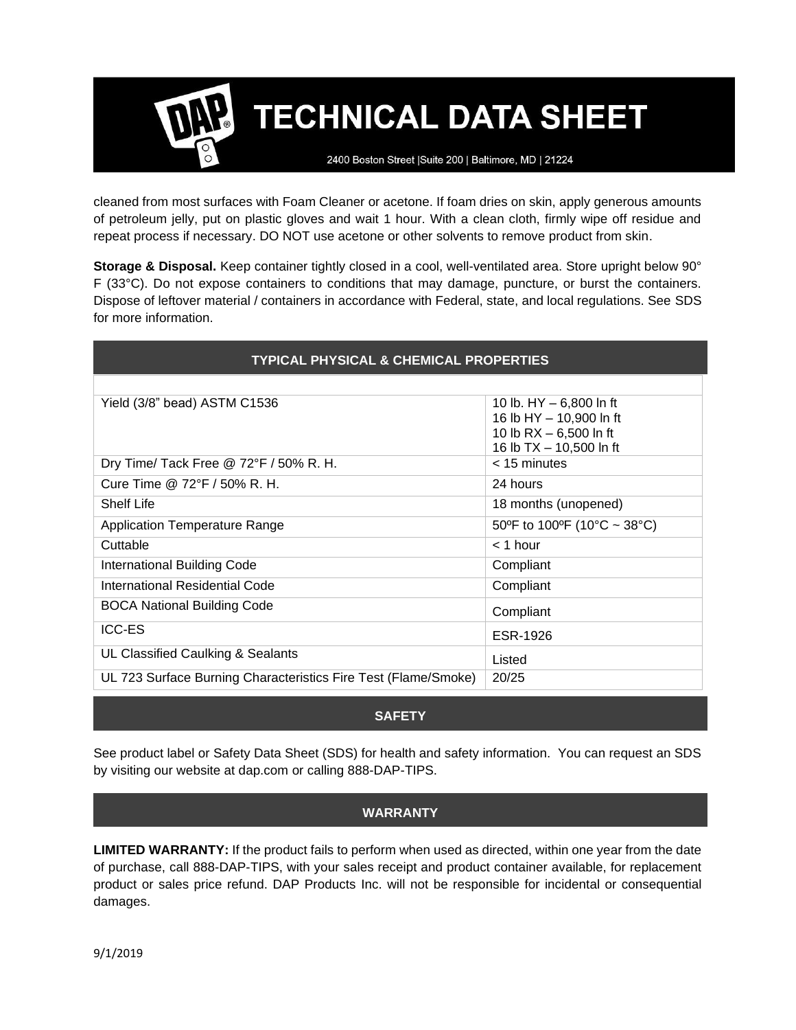cleaned from most surfaces with Foam Cleaner or acetone. If foam dries on skin, apply generous amounts of petroleum jelly, put on plastic gloves and wait 1 hour. With a clean cloth, firmly wipe off residue and repeat process if necessary. DO NOT use acetone or other solvents to remove product from skin.

**Storage & Disposal.** Keep container tightly closed in a cool, well-ventilated area. Store upright below 90° F (33°C). Do not expose containers to conditions that may damage, puncture, or burst the containers. Dispose of leftover material / containers in accordance with Federal, state, and local regulations. See SDS for more information.

## TYPICAL PHYSICAL & CHEMICAL PROPERTIES

| | |
|---|---|
| Yield (3/8" bead) ASTM C1536 | 10 lb. HY – 6,800 ln ft<br>16 lb HY – 10,900 ln ft<br>10 lb RX – 6,500 ln ft<br>16 lb TX – 10,500 ln ft |
| Dry Time/ Tack Free @ 72°F / 50% R. H. | < 15 minutes |
| Cure Time @ 72°F / 50% R. H. | 24 hours |
| Shelf Life | 18 months (unopened) |
| Application Temperature Range | 50ºF to 100ºF (10°C ~ 38°C) |
| Cuttable | < 1 hour |
| International Building Code | Compliant |
| International Residential Code | Compliant |
| BOCA National Building Code | Compliant |
| ICC-ES | ESR-1926 |
| UL Classified Caulking & Sealants | Listed |
| UL 723 Surface Burning Characteristics Fire Test (Flame/Smoke) | 20/25 |

## SAFETY

See product label or Safety Data Sheet (SDS) for health and safety information. You can request an SDS by visiting our website at dap.com or calling 888-DAP-TIPS.

## WARRANTY

**LIMITED WARRANTY:** If the product fails to perform when used as directed, within one year from the date of purchase, call 888-DAP-TIPS, with your sales receipt and product container available, for replacement product or sales price refund. DAP Products Inc. will not be responsible for incidental or consequential damages.

9/1/2019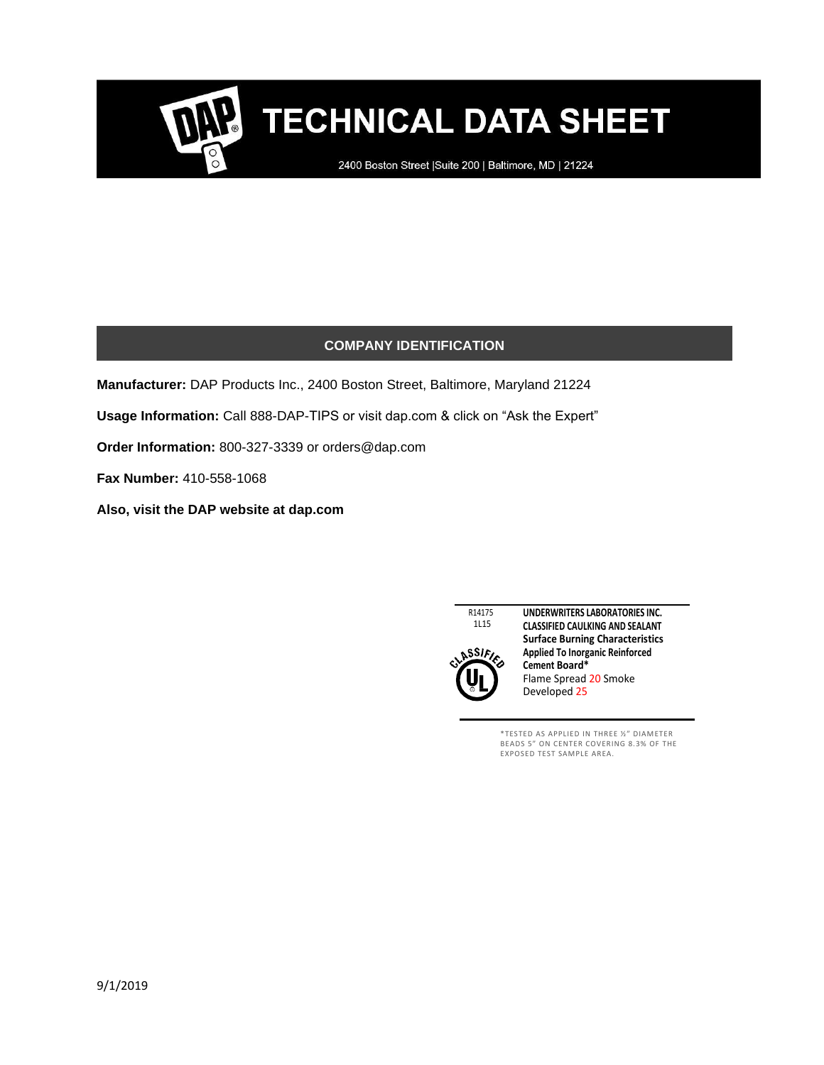# TECHNICAL DATA SHEET

2400 Boston Street |Suite 200 | Baltimore, MD | 21224

## COMPANY IDENTIFICATION

**Manufacturer:** DAP Products Inc., 2400 Boston Street, Baltimore, Maryland 21224

**Usage Information:** Call 888-DAP-TIPS or visit dap.com & click on "Ask the Expert"

**Order Information:** 800-327-3339 or orders@dap.com

**Fax Number:** 410-558-1068

**Also, visit the DAP website at dap.com**

R14175
1L15

**UNDERWRITERS LABORATORIES INC.**
**CLASSIFIED CAULKING AND SEALANT**
**Surface Burning Characteristics**
**Applied To Inorganic Reinforced Cement Board***
Flame Spread 20 Smoke Developed 25

*TESTED AS APPLIED IN THREE ½" DIAMETER BEADS 5" ON CENTER COVERING 8.3% OF THE EXPOSED TEST SAMPLE AREA.

9/1/2019